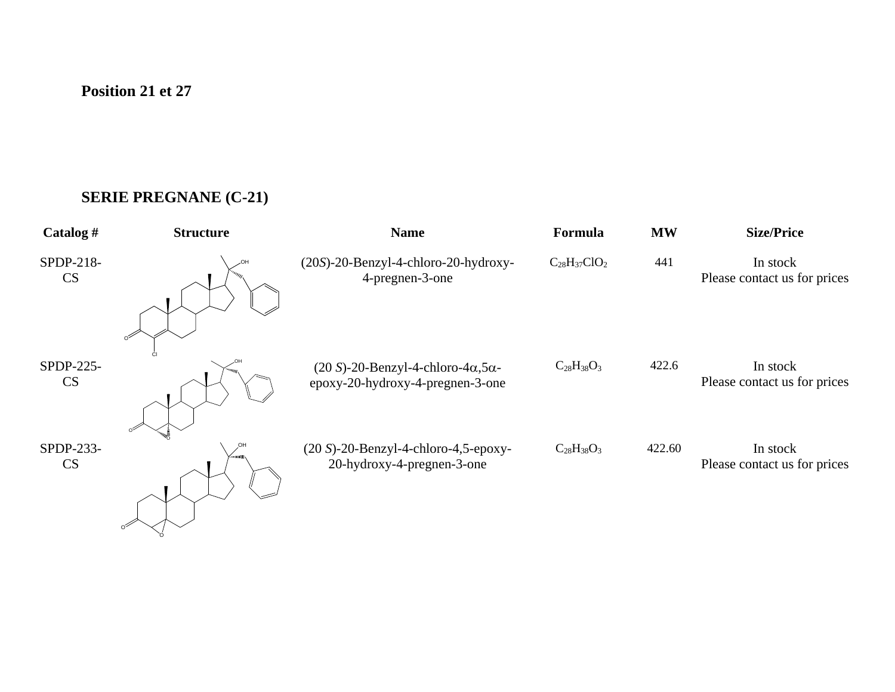**Position 21 et 27**

## SERIE PREGNANE (C-21)

| Catalog # | Structure | Name | Formula | MW | Size/Price |
|---|---|---|---|---|---|
| SPDP-218-CS | | (20*S*)-20-Benzyl-4-chloro-20-hydroxy-4-pregnen-3-one | $C_{28}H_{37}ClO_2$ | 441 | In stock<br>Please contact us for prices |
| SPDP-225-CS | | (20 *S*)-20-Benzyl-4-chloro-4α,5α-epoxy-20-hydroxy-4-pregnen-3-one | $C_{28}H_{38}O_3$ | 422.6 | In stock<br>Please contact us for prices |
| SPDP-233-CS | | (20 *S*)-20-Benzyl-4-chloro-4,5-epoxy-20-hydroxy-4-pregnen-3-one | $C_{28}H_{38}O_3$ | 422.60 | In stock<br>Please contact us for prices |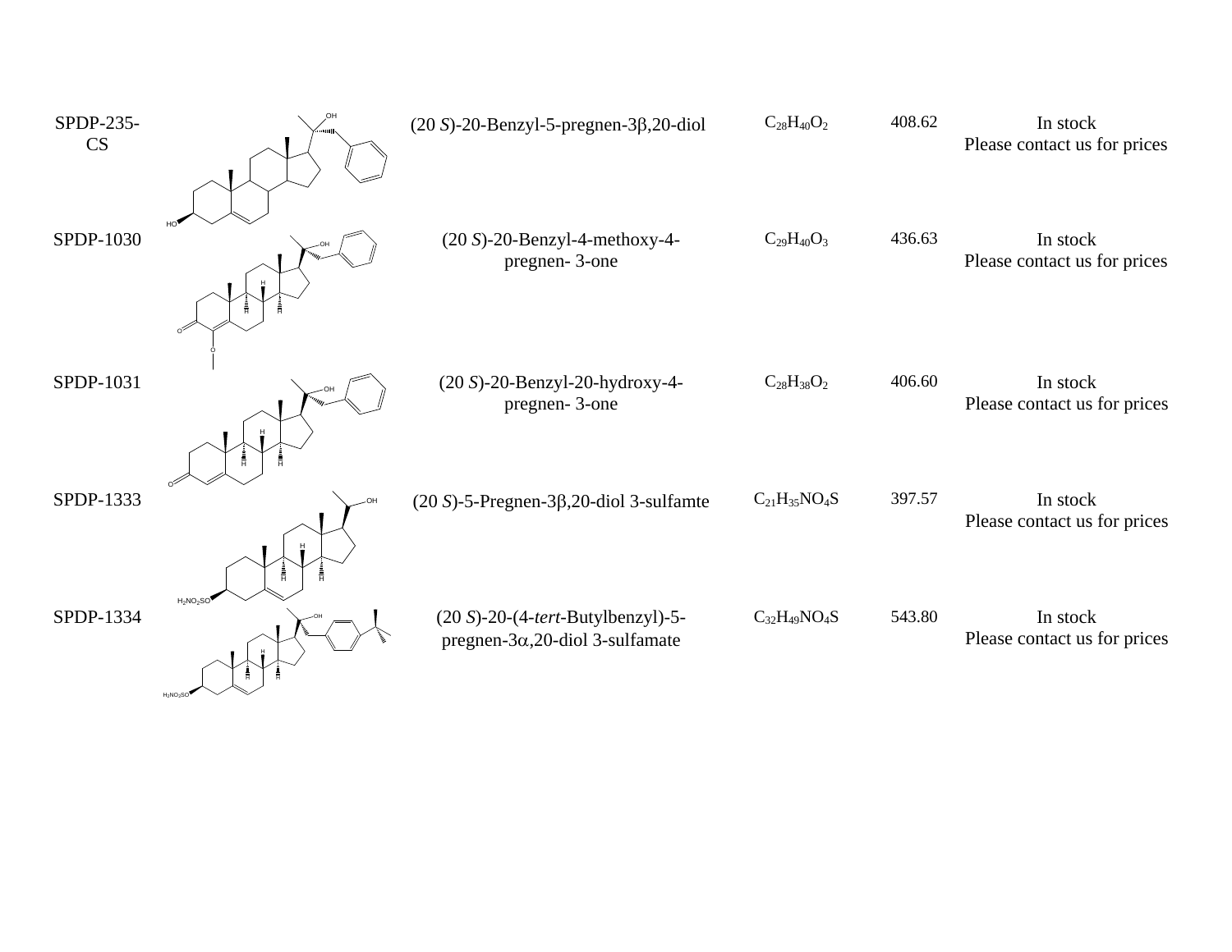| | | | | | |
|---|---|---|---|---|---|
| SPDP-235-CS | | (20 *S*)-20-Benzyl-5-pregnen-3β,20-diol | $C_{28}H_{40}O_2$ | 408.62 | In stock<br>Please contact us for prices |
| SPDP-1030 | | (20 *S*)-20-Benzyl-4-methoxy-4-pregnen- 3-one | $C_{29}H_{40}O_3$ | 436.63 | In stock<br>Please contact us for prices |
| SPDP-1031 | | (20 *S*)-20-Benzyl-20-hydroxy-4-pregnen- 3-one | $C_{28}H_{38}O_2$ | 406.60 | In stock<br>Please contact us for prices |
| SPDP-1333 | | (20 *S*)-5-Pregnen-3β,20-diol 3-sulfamte | $C_{21}H_{35}NO_4S$ | 397.57 | In stock<br>Please contact us for prices |
| SPDP-1334 | | (20 *S*)-20-(4-*tert*-Butylbenzyl)-5-pregnen-3α,20-diol 3-sulfamate | $C_{32}H_{49}NO_4S$ | 543.80 | In stock<br>Please contact us for prices |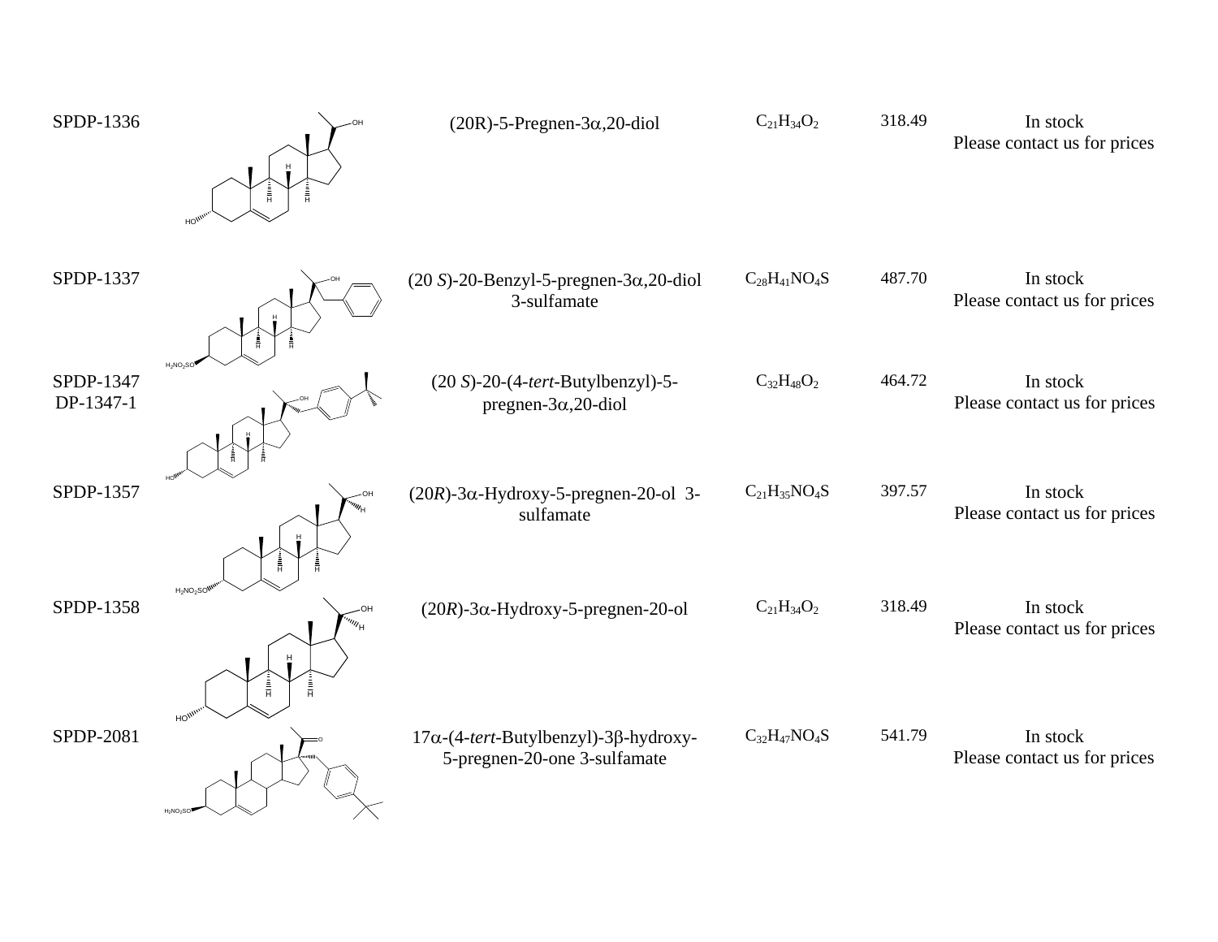| | | | | | |
|---|---|---|---|---|---|
| SPDP-1336 | | (20R)-5-Pregnen-3α,20-diol | $C_{21}H_{34}O_2$ | 318.49 | In stock<br>Please contact us for prices |
| SPDP-1337 | | (20 *S*)-20-Benzyl-5-pregnen-3α,20-diol 3-sulfamate | $C_{28}H_{41}NO_4S$ | 487.70 | In stock<br>Please contact us for prices |
| SPDP-1347<br>DP-1347-1 | | (20 *S*)-20-(4-*tert*-Butylbenzyl)-5-pregnen-3α,20-diol | $C_{32}H_{48}O_2$ | 464.72 | In stock<br>Please contact us for prices |
| SPDP-1357 | | (20*R*)-3α-Hydroxy-5-pregnen-20-ol 3-sulfamate | $C_{21}H_{35}NO_4S$ | 397.57 | In stock<br>Please contact us for prices |
| SPDP-1358 | | (20*R*)-3α-Hydroxy-5-pregnen-20-ol | $C_{21}H_{34}O_2$ | 318.49 | In stock<br>Please contact us for prices |
| SPDP-2081 | | 17α-(4-*tert*-Butylbenzyl)-3β-hydroxy-5-pregnen-20-one 3-sulfamate | $C_{32}H_{47}NO_4S$ | 541.79 | In stock<br>Please contact us for prices |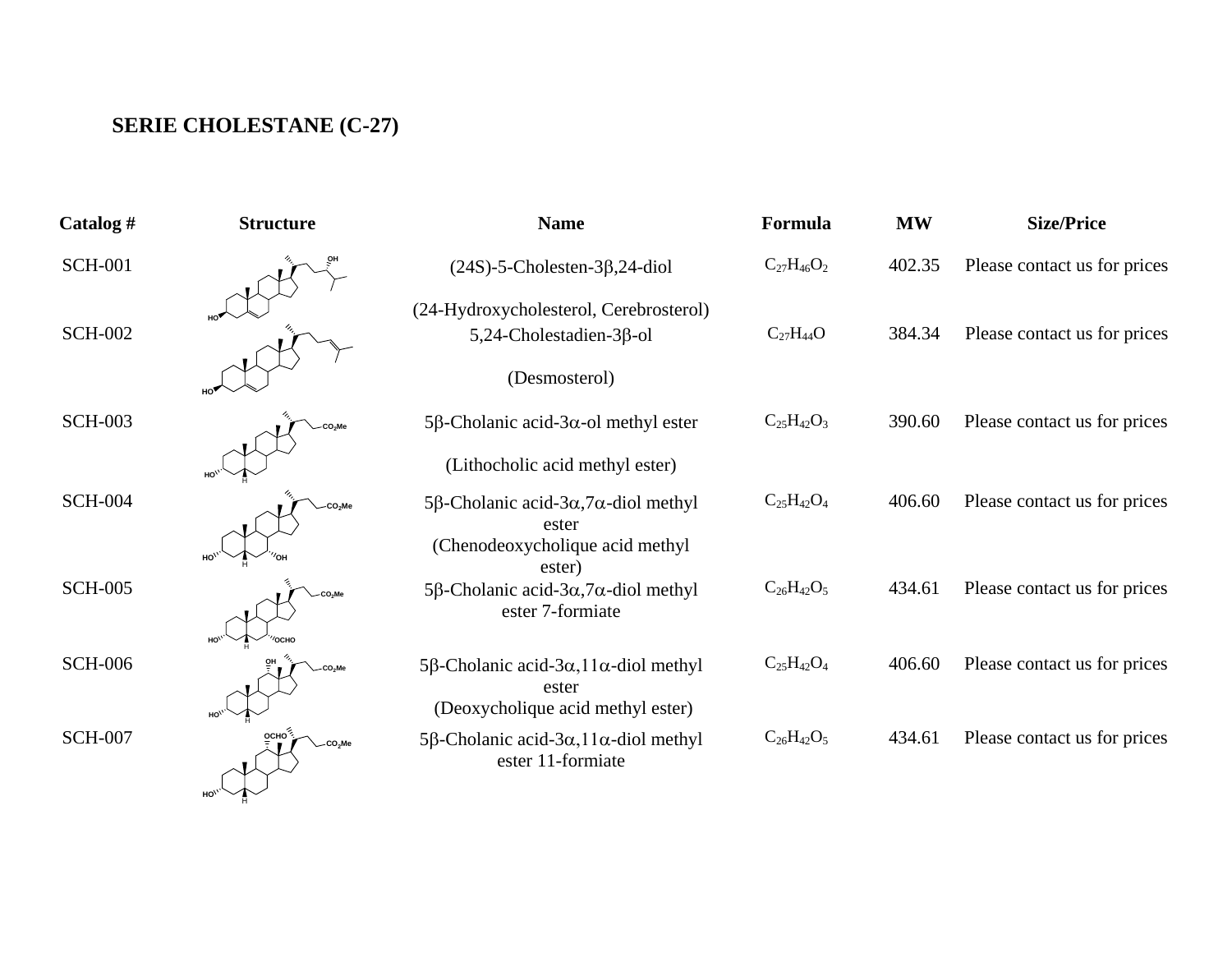## SERIE CHOLESTANE (C-27)

| Catalog # | Structure | Name | Formula | MW | Size/Price |
|---|---|---|---|---|---|
| SCH-001 | | (24S)-5-Cholesten-3β,24-diol (24-Hydroxycholesterol, Cerebrosterol) | $C_{27}H_{46}O_2$ | 402.35 | Please contact us for prices |
| SCH-002 | | 5,24-Cholestadien-3β-ol (Desmosterol) | $C_{27}H_{44}O$ | 384.34 | Please contact us for prices |
| SCH-003 | | 5β-Cholanic acid-3α-ol methyl ester (Lithocholic acid methyl ester) | $C_{25}H_{42}O_3$ | 390.60 | Please contact us for prices |
| SCH-004 | | 5β-Cholanic acid-3α,7α-diol methyl ester (Chenodeoxycholique acid methyl ester) | $C_{25}H_{42}O_4$ | 406.60 | Please contact us for prices |
| SCH-005 | | 5β-Cholanic acid-3α,7α-diol methyl ester 7-formiate | $C_{26}H_{42}O_5$ | 434.61 | Please contact us for prices |
| SCH-006 | | 5β-Cholanic acid-3α,11α-diol methyl ester (Deoxycholique acid methyl ester) | $C_{25}H_{42}O_4$ | 406.60 | Please contact us for prices |
| SCH-007 | | 5β-Cholanic acid-3α,11α-diol methyl ester 11-formiate | $C_{26}H_{42}O_5$ | 434.61 | Please contact us for prices |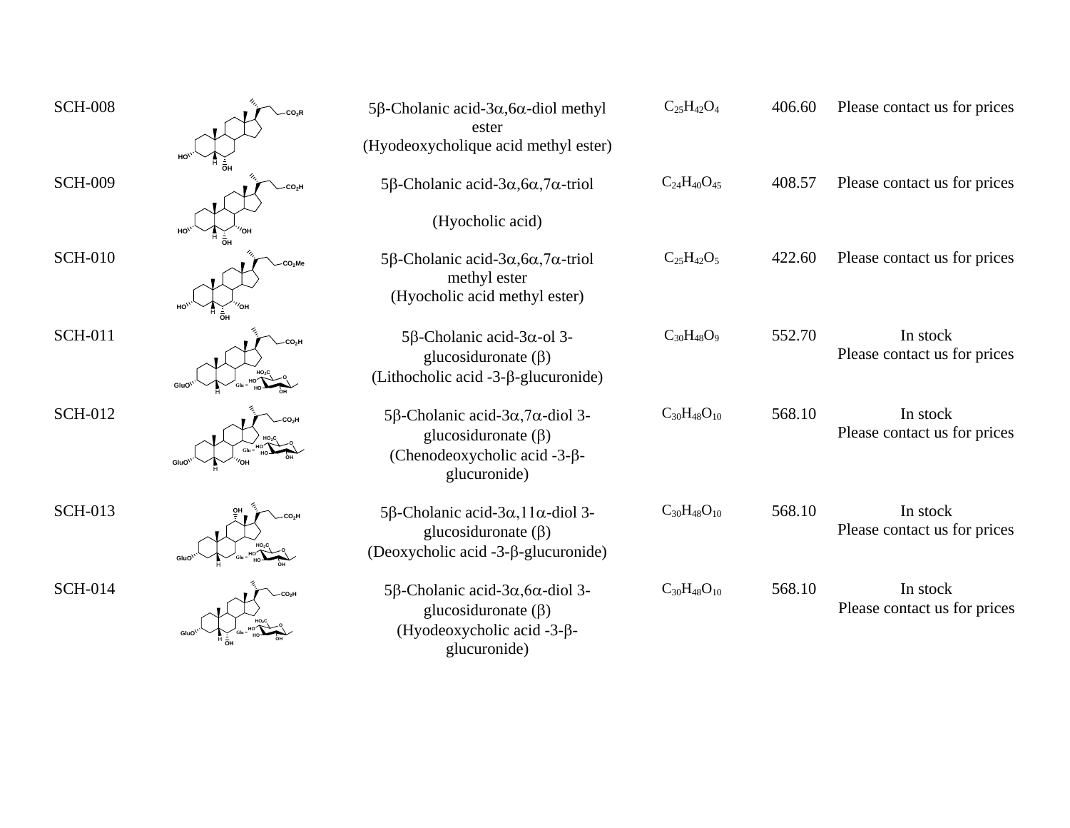| | | | | | |
|---|---|---|---|---|---|
| SCH-008 | | 5β-Cholanic acid-3α,6α-diol methyl ester (Hyodeoxycholique acid methyl ester) | $C_{25}H_{42}O_4$ | 406.60 | Please contact us for prices |
| SCH-009 | | 5β-Cholanic acid-3α,6α,7α-triol (Hyocholic acid) | $C_{24}H_{40}O_{45}$ | 408.57 | Please contact us for prices |
| SCH-010 | | 5β-Cholanic acid-3α,6α,7α-triol methyl ester (Hyocholic acid methyl ester) | $C_{25}H_{42}O_5$ | 422.60 | Please contact us for prices |
| SCH-011 | | 5β-Cholanic acid-3α-ol 3-glucosiduronate (β) (Lithocholic acid -3-β-glucuronide) | $C_{30}H_{48}O_9$ | 552.70 | In stock Please contact us for prices |
| SCH-012 | | 5β-Cholanic acid-3α,7α-diol 3-glucosiduronate (β) (Chenodeoxycholic acid -3-β-glucuronide) | $C_{30}H_{48}O_{10}$ | 568.10 | In stock Please contact us for prices |
| SCH-013 | | 5β-Cholanic acid-3α,11α-diol 3-glucosiduronate (β) (Deoxycholic acid -3-β-glucuronide) | $C_{30}H_{48}O_{10}$ | 568.10 | In stock Please contact us for prices |
| SCH-014 | | 5β-Cholanic acid-3α,6α-diol 3-glucosiduronate (β) (Hyodeoxycholic acid -3-β-glucuronide) | $C_{30}H_{48}O_{10}$ | 568.10 | In stock Please contact us for prices |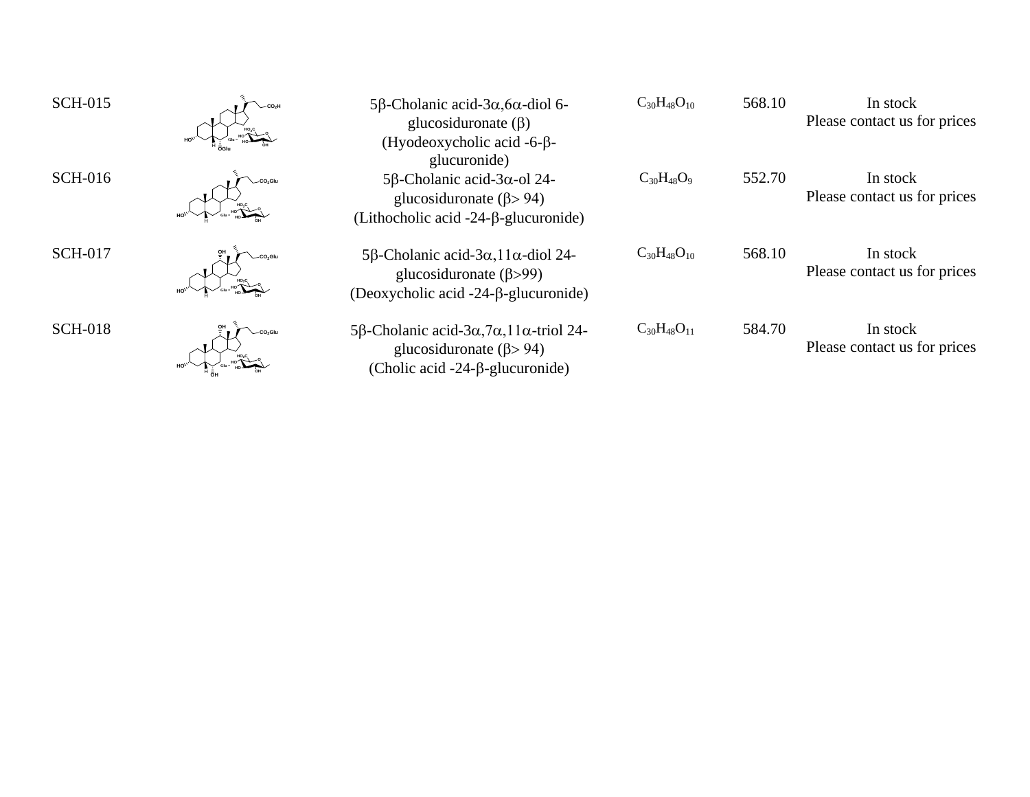| | | | | | |
|---|---|---|---|---|---|
| SCH-015 | | 5β-Cholanic acid-3α,6α-diol 6-glucosiduronate (β) (Hyodeoxycholic acid -6-β-glucuronide) | $C_{30}H_{48}O_{10}$ | 568.10 | In stock Please contact us for prices |
| SCH-016 | | 5β-Cholanic acid-3α-ol 24-glucosiduronate (β> 94) (Lithocholic acid -24-β-glucuronide) | $C_{30}H_{48}O_{9}$ | 552.70 | In stock Please contact us for prices |
| SCH-017 | | 5β-Cholanic acid-3α,11α-diol 24-glucosiduronate (β>99) (Deoxycholic acid -24-β-glucuronide) | $C_{30}H_{48}O_{10}$ | 568.10 | In stock Please contact us for prices |
| SCH-018 | | 5β-Cholanic acid-3α,7α,11α-triol 24-glucosiduronate (β> 94) (Cholic acid -24-β-glucuronide) | $C_{30}H_{48}O_{11}$ | 584.70 | In stock Please contact us for prices |